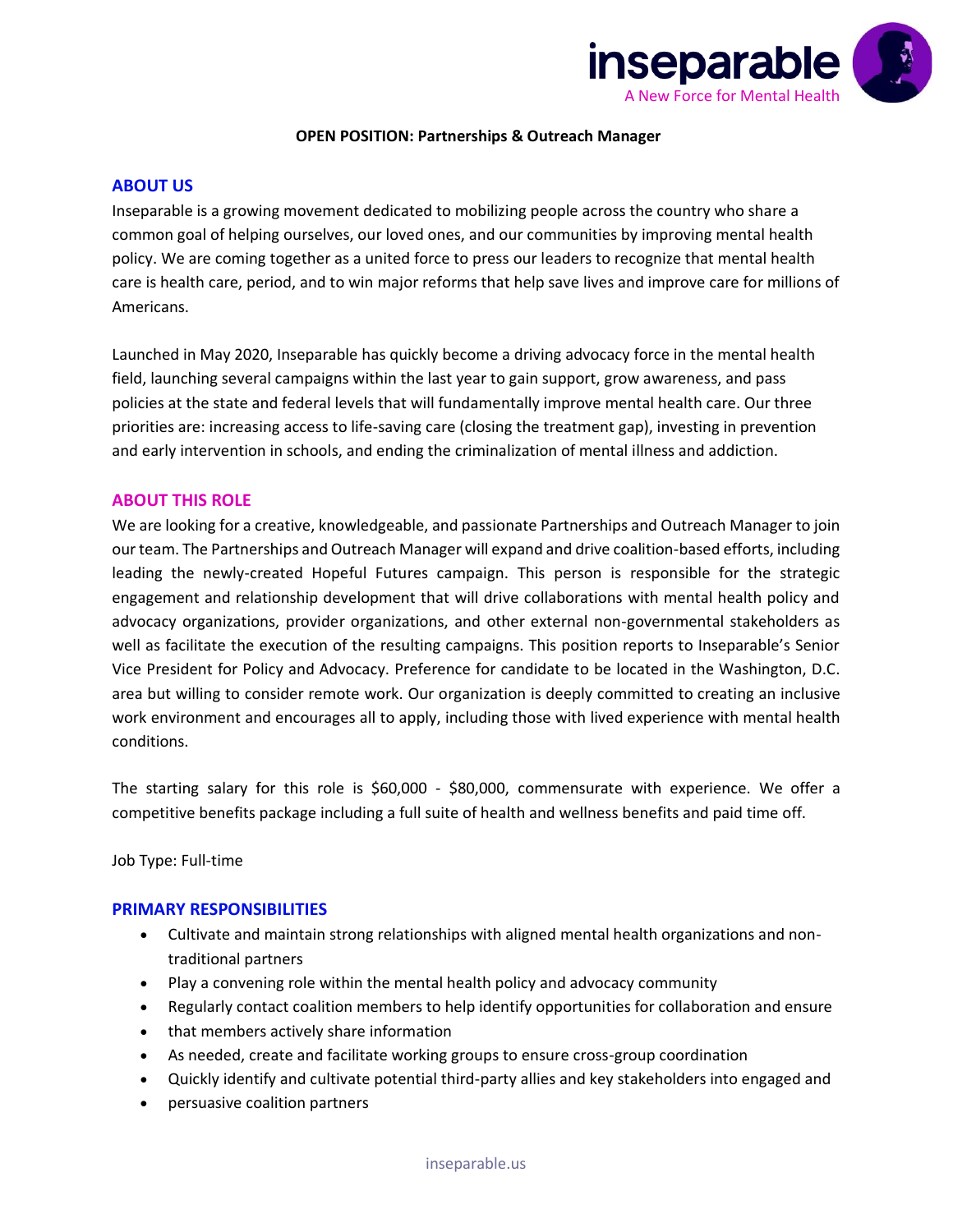**OPEN POSITION: Partnerships & Outreach Manager**

## ABOUT US

Inseparable is a growing movement dedicated to mobilizing people across the country who share a common goal of helping ourselves, our loved ones, and our communities by improving mental health policy. We are coming together as a united force to press our leaders to recognize that mental health care is health care, period, and to win major reforms that help save lives and improve care for millions of Americans.

Launched in May 2020, Inseparable has quickly become a driving advocacy force in the mental health field, launching several campaigns within the last year to gain support, grow awareness, and pass policies at the state and federal levels that will fundamentally improve mental health care. Our three priorities are: increasing access to life-saving care (closing the treatment gap), investing in prevention and early intervention in schools, and ending the criminalization of mental illness and addiction.

## ABOUT THIS ROLE

We are looking for a creative, knowledgeable, and passionate Partnerships and Outreach Manager to join our team. The Partnerships and Outreach Manager will expand and drive coalition-based efforts, including leading the newly-created Hopeful Futures campaign. This person is responsible for the strategic engagement and relationship development that will drive collaborations with mental health policy and advocacy organizations, provider organizations, and other external non-governmental stakeholders as well as facilitate the execution of the resulting campaigns. This position reports to Inseparable's Senior Vice President for Policy and Advocacy. Preference for candidate to be located in the Washington, D.C. area but willing to consider remote work. Our organization is deeply committed to creating an inclusive work environment and encourages all to apply, including those with lived experience with mental health conditions.

The starting salary for this role is $60,000 - $80,000, commensurate with experience. We offer a competitive benefits package including a full suite of health and wellness benefits and paid time off.

Job Type: Full-time

## PRIMARY RESPONSIBILITIES

- Cultivate and maintain strong relationships with aligned mental health organizations and non-traditional partners
- Play a convening role within the mental health policy and advocacy community
- Regularly contact coalition members to help identify opportunities for collaboration and ensure
- that members actively share information
- As needed, create and facilitate working groups to ensure cross-group coordination
- Quickly identify and cultivate potential third-party allies and key stakeholders into engaged and
- persuasive coalition partners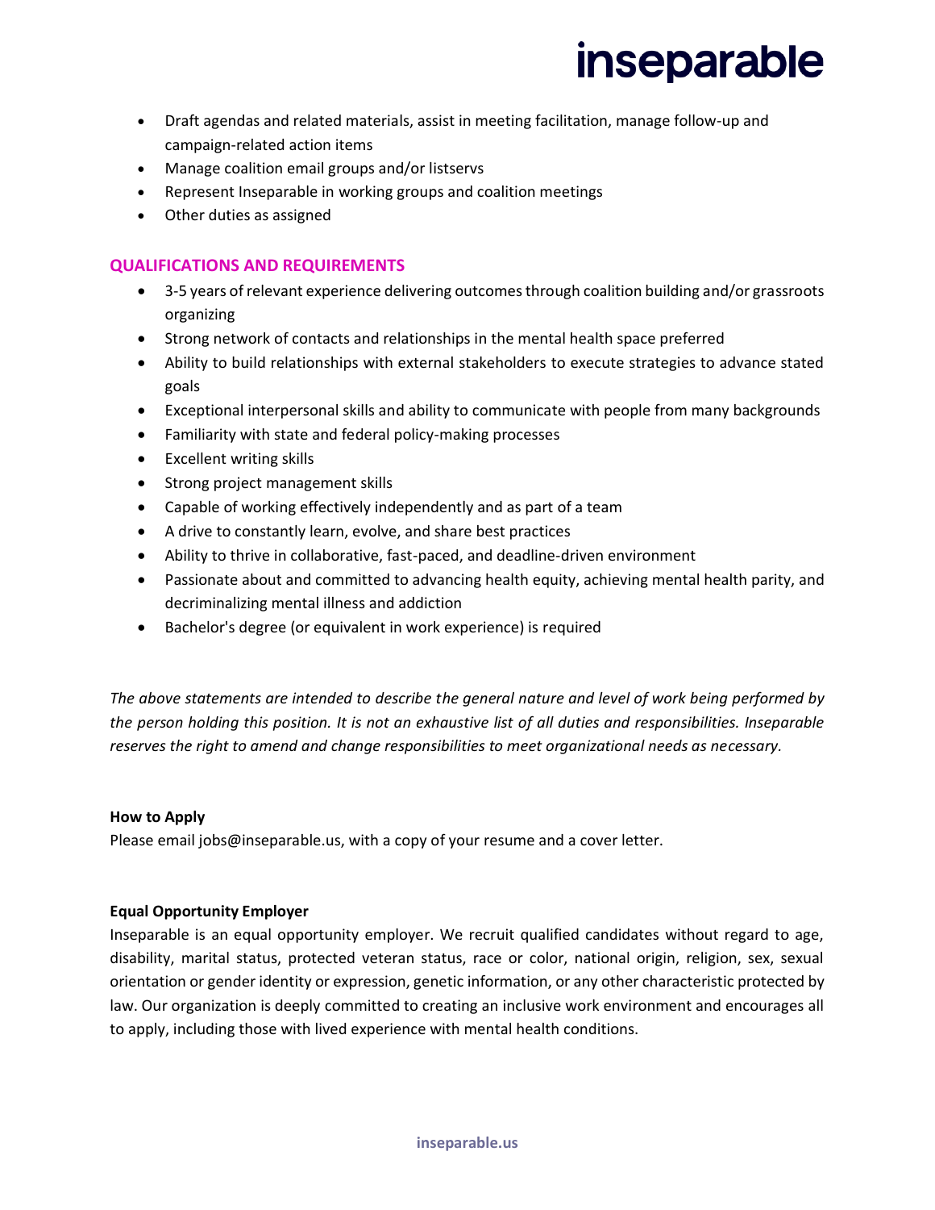- Draft agendas and related materials, assist in meeting facilitation, manage follow-up and campaign-related action items
- Manage coalition email groups and/or listservs
- Represent Inseparable in working groups and coalition meetings
- Other duties as assigned

## QUALIFICATIONS AND REQUIREMENTS

- 3-5 years of relevant experience delivering outcomes through coalition building and/or grassroots organizing
- Strong network of contacts and relationships in the mental health space preferred
- Ability to build relationships with external stakeholders to execute strategies to advance stated goals
- Exceptional interpersonal skills and ability to communicate with people from many backgrounds
- Familiarity with state and federal policy-making processes
- Excellent writing skills
- Strong project management skills
- Capable of working effectively independently and as part of a team
- A drive to constantly learn, evolve, and share best practices
- Ability to thrive in collaborative, fast-paced, and deadline-driven environment
- Passionate about and committed to advancing health equity, achieving mental health parity, and decriminalizing mental illness and addiction
- Bachelor's degree (or equivalent in work experience) is required

*The above statements are intended to describe the general nature and level of work being performed by the person holding this position. It is not an exhaustive list of all duties and responsibilities. Inseparable reserves the right to amend and change responsibilities to meet organizational needs as necessary.*

**How to Apply**

Please email jobs@inseparable.us, with a copy of your resume and a cover letter.

**Equal Opportunity Employer**

Inseparable is an equal opportunity employer. We recruit qualified candidates without regard to age, disability, marital status, protected veteran status, race or color, national origin, religion, sex, sexual orientation or gender identity or expression, genetic information, or any other characteristic protected by law. Our organization is deeply committed to creating an inclusive work environment and encourages all to apply, including those with lived experience with mental health conditions.